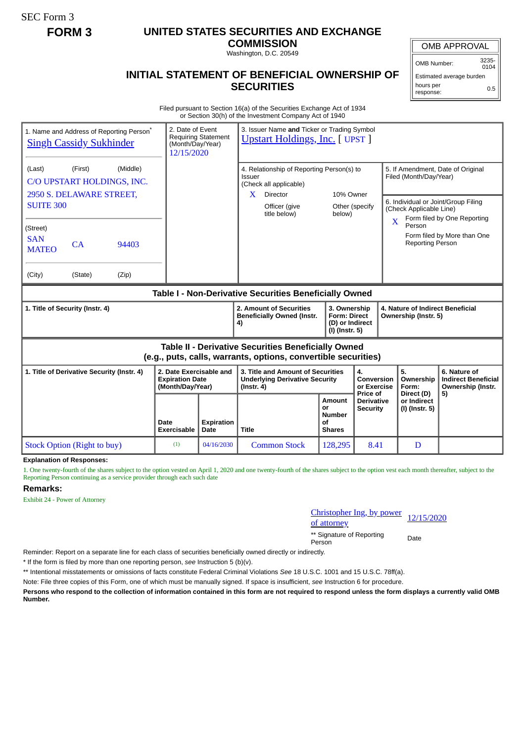SEC Form 3

**FORM 3**

# UNITED STATES SECURITIES AND EXCHANGE COMMISSION

Washington, D.C. 20549

## INITIAL STATEMENT OF BENEFICIAL OWNERSHIP OF SECURITIES

| OMB APPROVAL | |
|---|---|
| OMB Number: | 3235-0104 |
| Estimated average burden | |
| hours per response: | 0.5 |

Filed pursuant to Section 16(a) of the Securities Exchange Act of 1934
or Section 30(h) of the Investment Company Act of 1940

| 1. Name and Address of Reporting Person* | 2. Date of Event Requiring Statement (Month/Day/Year) | 3. Issuer Name **and** Ticker or Trading Symbol |
|---|---|---|
| Singh Cassidy Sukhinder | 12/15/2020 | Upstart Holdings, Inc. [ UPST ] |
| (Last) (First) (Middle)<br>C/O UPSTART HOLDINGS, INC.<br>2950 S. DELAWARE STREET, SUITE 300 | | 4. Relationship of Reporting Person(s) to Issuer (Check all applicable)<br>X Director — 10% Owner<br>Officer (give title below) — Other (specify below) |
| (Street)<br>SAN MATEO CA 94403 | | 5. If Amendment, Date of Original Filed (Month/Day/Year) |
| (City) (State) (Zip) | | 6. Individual or Joint/Group Filing (Check Applicable Line)<br>X Form filed by One Reporting Person<br>Form filed by More than One Reporting Person |

### Table I - Non-Derivative Securities Beneficially Owned

| 1. Title of Security (Instr. 4) | 2. Amount of Securities Beneficially Owned (Instr. 4) | 3. Ownership Form: Direct (D) or Indirect (I) (Instr. 5) | 4. Nature of Indirect Beneficial Ownership (Instr. 5) |
|---|---|---|---|

### Table II - Derivative Securities Beneficially Owned (e.g., puts, calls, warrants, options, convertible securities)

| 1. Title of Derivative Security (Instr. 4) | 2. Date Exercisable and Expiration Date (Month/Day/Year) | | 3. Title and Amount of Securities Underlying Derivative Security (Instr. 4) | | 4. Conversion or Exercise Price of Derivative Security | 5. Ownership Form: Direct (D) or Indirect (I) (Instr. 5) | 6. Nature of Indirect Beneficial Ownership (Instr. 5) |
|---|---|---|---|---|---|---|---|
| | Date Exercisable | Expiration Date | Title | Amount or Number of Shares | | | |
| Stock Option (Right to buy) | (1) | 04/16/2030 | Common Stock | 128,295 | 8.41 | D | |

**Explanation of Responses:**

1. One twenty-fourth of the shares subject to the option vested on April 1, 2020 and one twenty-fourth of the shares subject to the option vest each month thereafter, subject to the Reporting Person continuing as a service provider through each such date

**Remarks:**

Exhibit 24 - Power of Attorney

| Christopher Ing, by power of attorney | 12/15/2020 |
|---|---|
| ** Signature of Reporting Person | Date |

Reminder: Report on a separate line for each class of securities beneficially owned directly or indirectly.

\* If the form is filed by more than one reporting person, *see* Instruction 5 (b)(v).

\** Intentional misstatements or omissions of facts constitute Federal Criminal Violations *See* 18 U.S.C. 1001 and 15 U.S.C. 78ff(a).

Note: File three copies of this Form, one of which must be manually signed. If space is insufficient, *see* Instruction 6 for procedure.

**Persons who respond to the collection of information contained in this form are not required to respond unless the form displays a currently valid OMB Number.**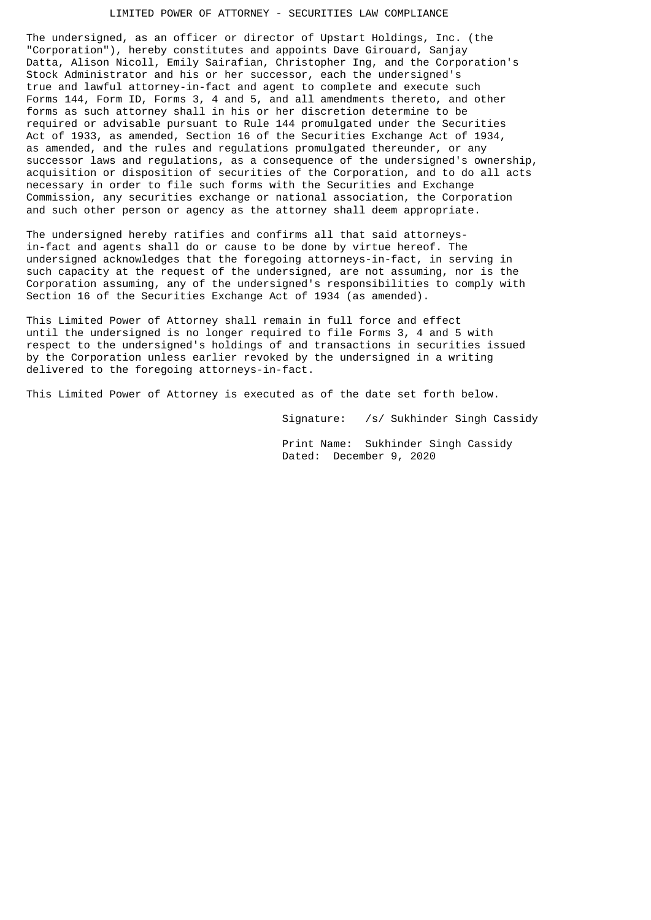# LIMITED POWER OF ATTORNEY - SECURITIES LAW COMPLIANCE

The undersigned, as an officer or director of Upstart Holdings, Inc. (the "Corporation"), hereby constitutes and appoints Dave Girouard, Sanjay Datta, Alison Nicoll, Emily Sairafian, Christopher Ing, and the Corporation's Stock Administrator and his or her successor, each the undersigned's true and lawful attorney-in-fact and agent to complete and execute such Forms 144, Form ID, Forms 3, 4 and 5, and all amendments thereto, and other forms as such attorney shall in his or her discretion determine to be required or advisable pursuant to Rule 144 promulgated under the Securities Act of 1933, as amended, Section 16 of the Securities Exchange Act of 1934, as amended, and the rules and regulations promulgated thereunder, or any successor laws and regulations, as a consequence of the undersigned's ownership, acquisition or disposition of securities of the Corporation, and to do all acts necessary in order to file such forms with the Securities and Exchange Commission, any securities exchange or national association, the Corporation and such other person or agency as the attorney shall deem appropriate.

The undersigned hereby ratifies and confirms all that said attorneys-in-fact and agents shall do or cause to be done by virtue hereof. The undersigned acknowledges that the foregoing attorneys-in-fact, in serving in such capacity at the request of the undersigned, are not assuming, nor is the Corporation assuming, any of the undersigned's responsibilities to comply with Section 16 of the Securities Exchange Act of 1934 (as amended).

This Limited Power of Attorney shall remain in full force and effect until the undersigned is no longer required to file Forms 3, 4 and 5 with respect to the undersigned's holdings of and transactions in securities issued by the Corporation unless earlier revoked by the undersigned in a writing delivered to the foregoing attorneys-in-fact.

This Limited Power of Attorney is executed as of the date set forth below.

Signature: /s/ Sukhinder Singh Cassidy

Print Name: Sukhinder Singh Cassidy
Dated: December 9, 2020